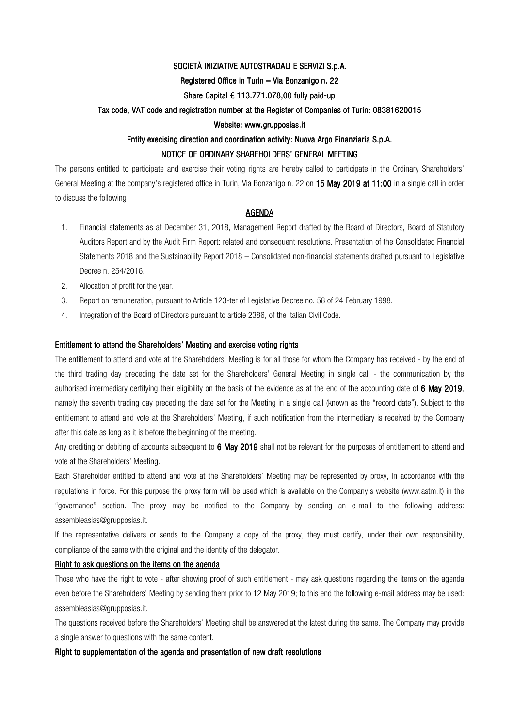**SOCIETÀ INIZIATIVE AUTOSTRADALI E SERVIZI S.p.A.**

**Registered Office in Turin – Via Bonzanigo n. 22**

**Share Capital € 113.771.078,00 fully paid-up**

**Tax code, VAT code and registration number at the Register of Companies of Turin: 08381620015**

**Website: www.grupposias.it**

**Entity execising direction and coordination activity: Nuova Argo Finanziaria S.p.A.**

# NOTICE OF ORDINARY SHAREHOLDERS' GENERAL MEETING

The persons entitled to participate and exercise their voting rights are hereby called to participate in the Ordinary Shareholders' General Meeting at the company's registered office in Turin, Via Bonzanigo n. 22 on **15 May 2019 at 11:00** in a single call in order to discuss the following

## AGENDA

1. Financial statements as at December 31, 2018, Management Report drafted by the Board of Directors, Board of Statutory Auditors Report and by the Audit Firm Report: related and consequent resolutions. Presentation of the Consolidated Financial Statements 2018 and the Sustainability Report 2018 – Consolidated non-financial statements drafted pursuant to Legislative Decree n. 254/2016.
2. Allocation of profit for the year.
3. Report on remuneration, pursuant to Article 123-ter of Legislative Decree no. 58 of 24 February 1998.
4. Integration of the Board of Directors pursuant to article 2386, of the Italian Civil Code.

## Entitlement to attend the Shareholders' Meeting and exercise voting rights

The entitlement to attend and vote at the Shareholders' Meeting is for all those for whom the Company has received - by the end of the third trading day preceding the date set for the Shareholders' General Meeting in single call - the communication by the authorised intermediary certifying their eligibility on the basis of the evidence as at the end of the accounting date of **6 May 2019**, namely the seventh trading day preceding the date set for the Meeting in a single call (known as the "record date"). Subject to the entitlement to attend and vote at the Shareholders' Meeting, if such notification from the intermediary is received by the Company after this date as long as it is before the beginning of the meeting.

Any crediting or debiting of accounts subsequent to **6 May 2019** shall not be relevant for the purposes of entitlement to attend and vote at the Shareholders' Meeting.

Each Shareholder entitled to attend and vote at the Shareholders' Meeting may be represented by proxy, in accordance with the regulations in force. For this purpose the proxy form will be used which is available on the Company's website (www.astm.it) in the "governance" section. The proxy may be notified to the Company by sending an e-mail to the following address: assembleasias@grupposias.it.

If the representative delivers or sends to the Company a copy of the proxy, they must certify, under their own responsibility, compliance of the same with the original and the identity of the delegator.

## Right to ask questions on the items on the agenda

Those who have the right to vote - after showing proof of such entitlement - may ask questions regarding the items on the agenda even before the Shareholders' Meeting by sending them prior to 12 May 2019; to this end the following e-mail address may be used: assembleasias@grupposias.it.

The questions received before the Shareholders' Meeting shall be answered at the latest during the same. The Company may provide a single answer to questions with the same content.

## Right to supplementation of the agenda and presentation of new draft resolutions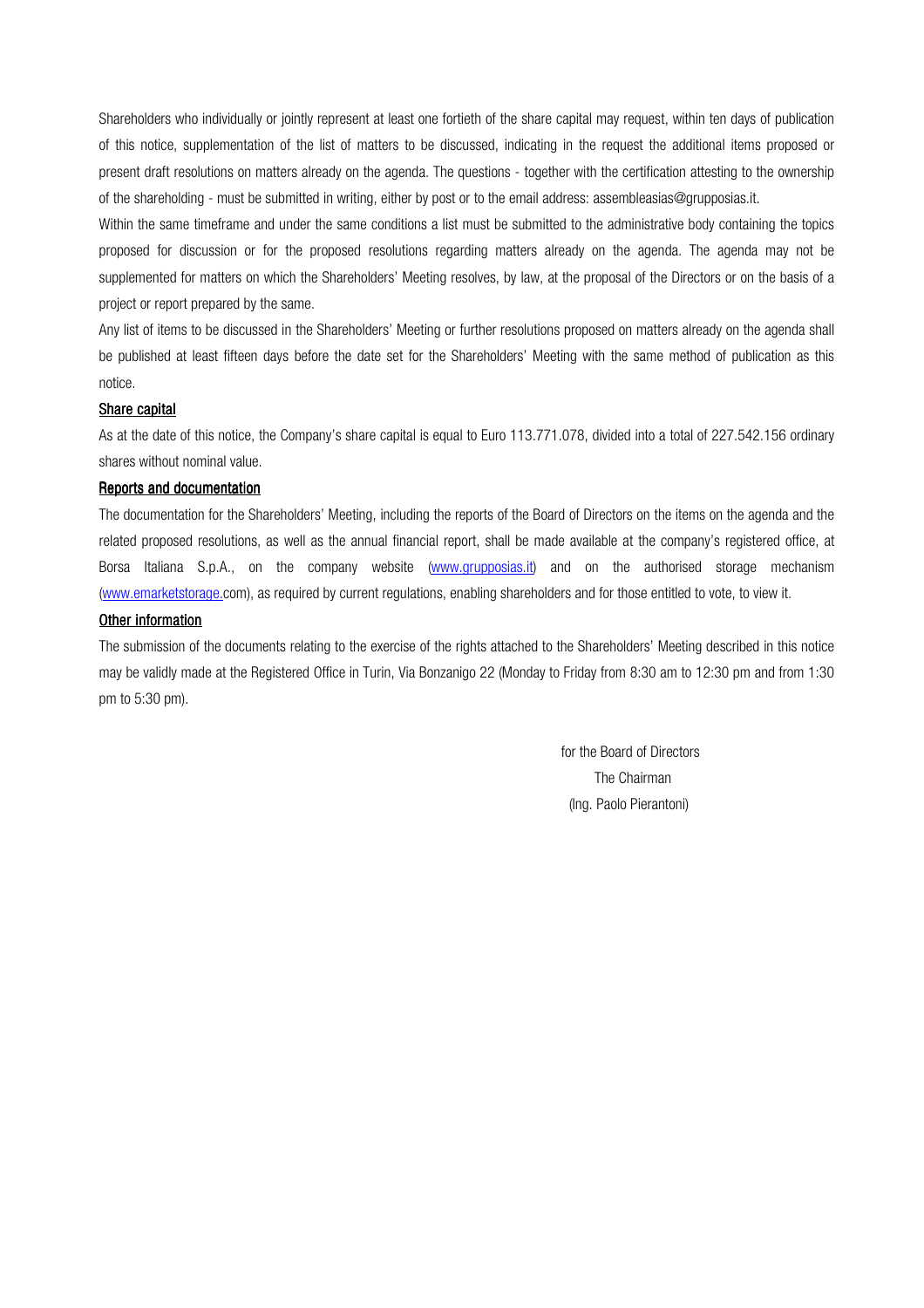Shareholders who individually or jointly represent at least one fortieth of the share capital may request, within ten days of publication of this notice, supplementation of the list of matters to be discussed, indicating in the request the additional items proposed or present draft resolutions on matters already on the agenda. The questions - together with the certification attesting to the ownership of the shareholding - must be submitted in writing, either by post or to the email address: assembleasias@grupposias.it.

Within the same timeframe and under the same conditions a list must be submitted to the administrative body containing the topics proposed for discussion or for the proposed resolutions regarding matters already on the agenda. The agenda may not be supplemented for matters on which the Shareholders' Meeting resolves, by law, at the proposal of the Directors or on the basis of a project or report prepared by the same.

Any list of items to be discussed in the Shareholders' Meeting or further resolutions proposed on matters already on the agenda shall be published at least fifteen days before the date set for the Shareholders' Meeting with the same method of publication as this notice.

**Share capital**

As at the date of this notice, the Company's share capital is equal to Euro 113.771.078, divided into a total of 227.542.156 ordinary shares without nominal value.

**Reports and documentation**

The documentation for the Shareholders' Meeting, including the reports of the Board of Directors on the items on the agenda and the related proposed resolutions, as well as the annual financial report, shall be made available at the company's registered office, at Borsa Italiana S.p.A., on the company website (www.grupposias.it) and on the authorised storage mechanism (www.emarketstorage.com), as required by current regulations, enabling shareholders and for those entitled to vote, to view it.

**Other information**

The submission of the documents relating to the exercise of the rights attached to the Shareholders' Meeting described in this notice may be validly made at the Registered Office in Turin, Via Bonzanigo 22 (Monday to Friday from 8:30 am to 12:30 pm and from 1:30 pm to 5:30 pm).

for the Board of Directors
The Chairman
(Ing. Paolo Pierantoni)